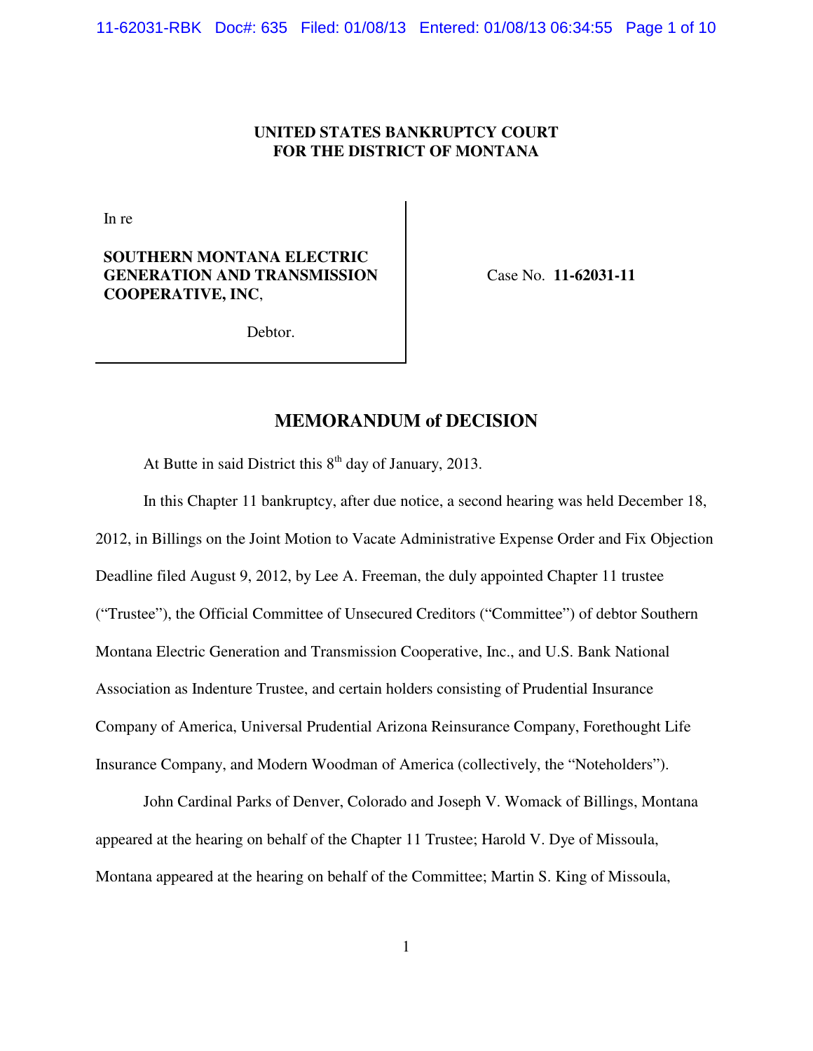**UNITED STATES BANKRUPTCY COURT**
**FOR THE DISTRICT OF MONTANA**

In re

**SOUTHERN MONTANA ELECTRIC GENERATION AND TRANSMISSION COOPERATIVE, INC**,

Debtor.

Case No. **11-62031-11**

## MEMORANDUM of DECISION

At Butte in said District this 8th day of January, 2013.

In this Chapter 11 bankruptcy, after due notice, a second hearing was held December 18, 2012, in Billings on the Joint Motion to Vacate Administrative Expense Order and Fix Objection Deadline filed August 9, 2012, by Lee A. Freeman, the duly appointed Chapter 11 trustee ("Trustee"), the Official Committee of Unsecured Creditors ("Committee") of debtor Southern Montana Electric Generation and Transmission Cooperative, Inc., and U.S. Bank National Association as Indenture Trustee, and certain holders consisting of Prudential Insurance Company of America, Universal Prudential Arizona Reinsurance Company, Forethought Life Insurance Company, and Modern Woodman of America (collectively, the "Noteholders").

John Cardinal Parks of Denver, Colorado and Joseph V. Womack of Billings, Montana appeared at the hearing on behalf of the Chapter 11 Trustee; Harold V. Dye of Missoula, Montana appeared at the hearing on behalf of the Committee; Martin S. King of Missoula,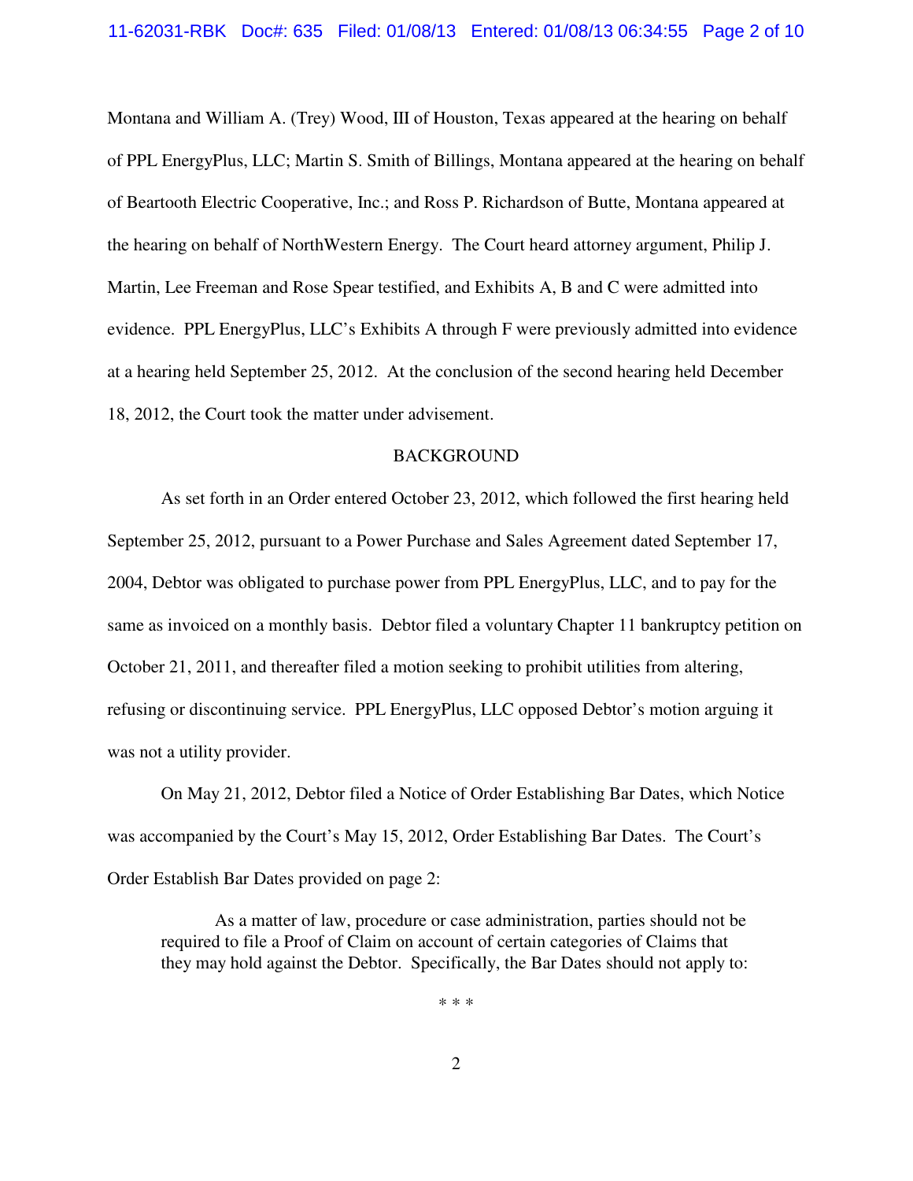Montana and William A. (Trey) Wood, III of Houston, Texas appeared at the hearing on behalf of PPL EnergyPlus, LLC; Martin S. Smith of Billings, Montana appeared at the hearing on behalf of Beartooth Electric Cooperative, Inc.; and Ross P. Richardson of Butte, Montana appeared at the hearing on behalf of NorthWestern Energy. The Court heard attorney argument, Philip J. Martin, Lee Freeman and Rose Spear testified, and Exhibits A, B and C were admitted into evidence. PPL EnergyPlus, LLC's Exhibits A through F were previously admitted into evidence at a hearing held September 25, 2012. At the conclusion of the second hearing held December 18, 2012, the Court took the matter under advisement.

## BACKGROUND

As set forth in an Order entered October 23, 2012, which followed the first hearing held September 25, 2012, pursuant to a Power Purchase and Sales Agreement dated September 17, 2004, Debtor was obligated to purchase power from PPL EnergyPlus, LLC, and to pay for the same as invoiced on a monthly basis. Debtor filed a voluntary Chapter 11 bankruptcy petition on October 21, 2011, and thereafter filed a motion seeking to prohibit utilities from altering, refusing or discontinuing service. PPL EnergyPlus, LLC opposed Debtor's motion arguing it was not a utility provider.

On May 21, 2012, Debtor filed a Notice of Order Establishing Bar Dates, which Notice was accompanied by the Court's May 15, 2012, Order Establishing Bar Dates. The Court's Order Establish Bar Dates provided on page 2:

> As a matter of law, procedure or case administration, parties should not be required to file a Proof of Claim on account of certain categories of Claims that they may hold against the Debtor. Specifically, the Bar Dates should not apply to:
>
> \* \* \*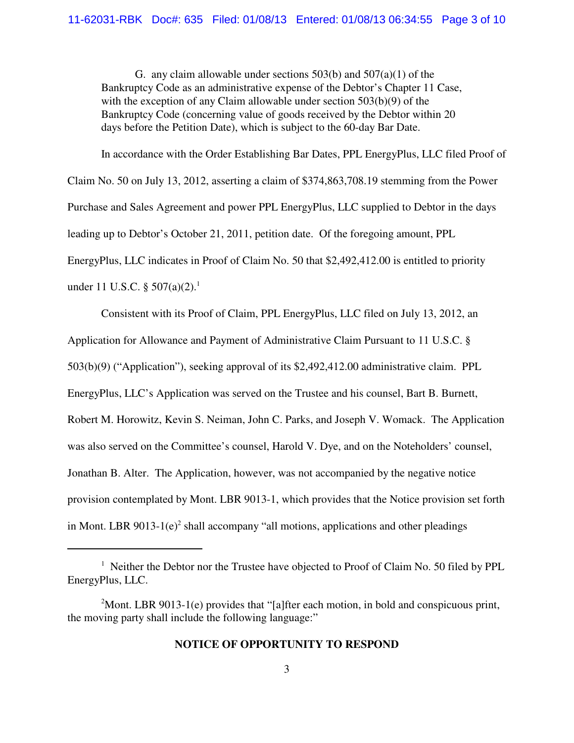G. any claim allowable under sections 503(b) and 507(a)(1) of the Bankruptcy Code as an administrative expense of the Debtor's Chapter 11 Case, with the exception of any Claim allowable under section 503(b)(9) of the Bankruptcy Code (concerning value of goods received by the Debtor within 20 days before the Petition Date), which is subject to the 60-day Bar Date.

In accordance with the Order Establishing Bar Dates, PPL EnergyPlus, LLC filed Proof of Claim No. 50 on July 13, 2012, asserting a claim of $374,863,708.19 stemming from the Power Purchase and Sales Agreement and power PPL EnergyPlus, LLC supplied to Debtor in the days leading up to Debtor's October 21, 2011, petition date. Of the foregoing amount, PPL EnergyPlus, LLC indicates in Proof of Claim No. 50 that $2,492,412.00 is entitled to priority under 11 U.S.C. § 507(a)(2).[1]

Consistent with its Proof of Claim, PPL EnergyPlus, LLC filed on July 13, 2012, an Application for Allowance and Payment of Administrative Claim Pursuant to 11 U.S.C. § 503(b)(9) ("Application"), seeking approval of its $2,492,412.00 administrative claim. PPL EnergyPlus, LLC's Application was served on the Trustee and his counsel, Bart B. Burnett, Robert M. Horowitz, Kevin S. Neiman, John C. Parks, and Joseph V. Womack. The Application was also served on the Committee's counsel, Harold V. Dye, and on the Noteholders' counsel, Jonathan B. Alter. The Application, however, was not accompanied by the negative notice provision contemplated by Mont. LBR 9013-1, which provides that the Notice provision set forth in Mont. LBR 9013-1(e)[2] shall accompany "all motions, applications and other pleadings

---

[1] Neither the Debtor nor the Trustee have objected to Proof of Claim No. 50 filed by PPL EnergyPlus, LLC.

[2] Mont. LBR 9013-1(e) provides that "[a]fter each motion, in bold and conspicuous print, the moving party shall include the following language:"

**NOTICE OF OPPORTUNITY TO RESPOND**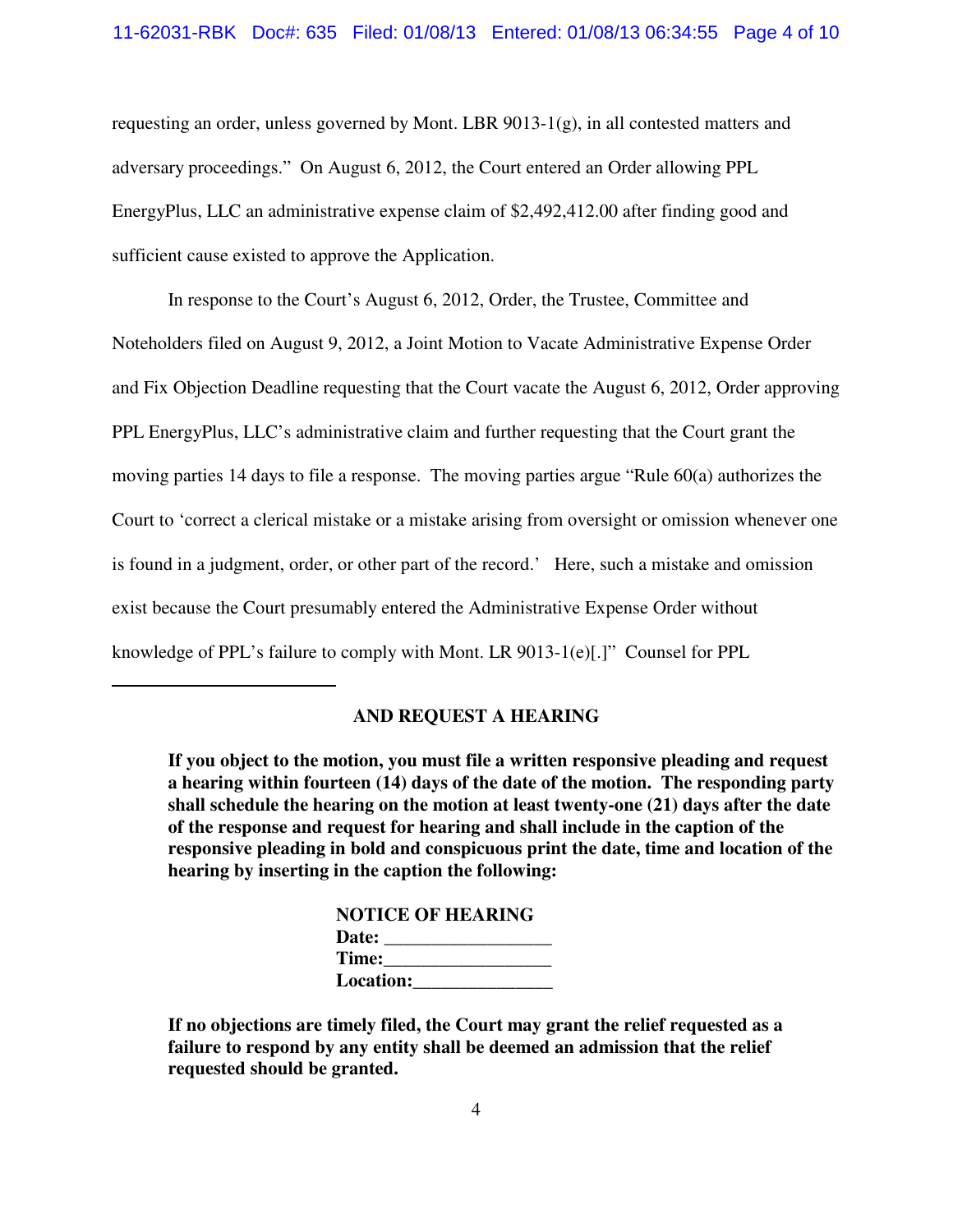requesting an order, unless governed by Mont. LBR 9013-1(g), in all contested matters and adversary proceedings." On August 6, 2012, the Court entered an Order allowing PPL EnergyPlus, LLC an administrative expense claim of $2,492,412.00 after finding good and sufficient cause existed to approve the Application.

In response to the Court's August 6, 2012, Order, the Trustee, Committee and Noteholders filed on August 9, 2012, a Joint Motion to Vacate Administrative Expense Order and Fix Objection Deadline requesting that the Court vacate the August 6, 2012, Order approving PPL EnergyPlus, LLC's administrative claim and further requesting that the Court grant the moving parties 14 days to file a response. The moving parties argue "Rule 60(a) authorizes the Court to 'correct a clerical mistake or a mistake arising from oversight or omission whenever one is found in a judgment, order, or other part of the record.' Here, such a mistake and omission exist because the Court presumably entered the Administrative Expense Order without knowledge of PPL's failure to comply with Mont. LR 9013-1(e)[.]" Counsel for PPL

---

**AND REQUEST A HEARING**

**If you object to the motion, you must file a written responsive pleading and request a hearing within fourteen (14) days of the date of the motion. The responding party shall schedule the hearing on the motion at least twenty-one (21) days after the date of the response and request for hearing and shall include in the caption of the responsive pleading in bold and conspicuous print the date, time and location of the hearing by inserting in the caption the following:**

**NOTICE OF HEARING**
**Date: \_\_\_\_\_\_\_\_\_\_\_\_\_\_\_\_\_\_**
**Time:\_\_\_\_\_\_\_\_\_\_\_\_\_\_\_\_\_\_**
**Location:\_\_\_\_\_\_\_\_\_\_\_\_\_\_\_\_**

**If no objections are timely filed, the Court may grant the relief requested as a failure to respond by any entity shall be deemed an admission that the relief requested should be granted.**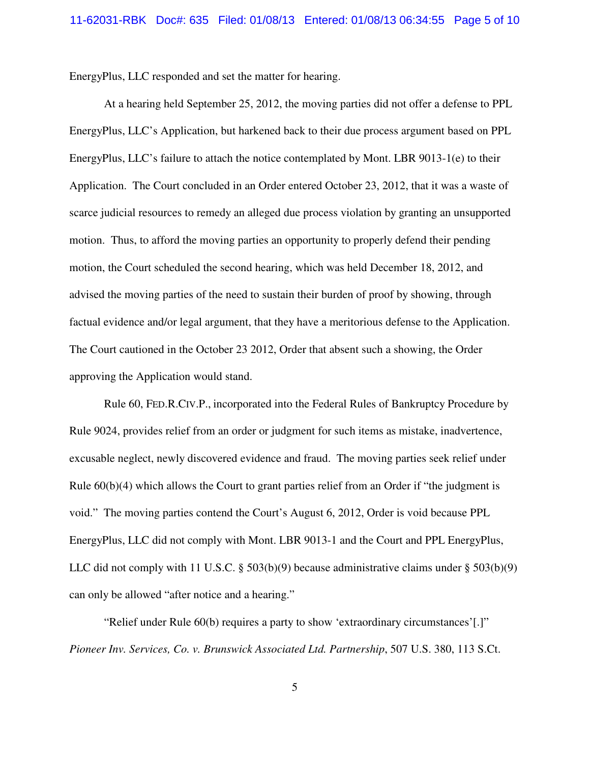EnergyPlus, LLC responded and set the matter for hearing.

At a hearing held September 25, 2012, the moving parties did not offer a defense to PPL EnergyPlus, LLC's Application, but harkened back to their due process argument based on PPL EnergyPlus, LLC's failure to attach the notice contemplated by Mont. LBR 9013-1(e) to their Application. The Court concluded in an Order entered October 23, 2012, that it was a waste of scarce judicial resources to remedy an alleged due process violation by granting an unsupported motion. Thus, to afford the moving parties an opportunity to properly defend their pending motion, the Court scheduled the second hearing, which was held December 18, 2012, and advised the moving parties of the need to sustain their burden of proof by showing, through factual evidence and/or legal argument, that they have a meritorious defense to the Application. The Court cautioned in the October 23 2012, Order that absent such a showing, the Order approving the Application would stand.

Rule 60, FED.R.CIV.P., incorporated into the Federal Rules of Bankruptcy Procedure by Rule 9024, provides relief from an order or judgment for such items as mistake, inadvertence, excusable neglect, newly discovered evidence and fraud. The moving parties seek relief under Rule 60(b)(4) which allows the Court to grant parties relief from an Order if "the judgment is void." The moving parties contend the Court's August 6, 2012, Order is void because PPL EnergyPlus, LLC did not comply with Mont. LBR 9013-1 and the Court and PPL EnergyPlus, LLC did not comply with 11 U.S.C. § 503(b)(9) because administrative claims under § 503(b)(9) can only be allowed "after notice and a hearing."

"Relief under Rule 60(b) requires a party to show 'extraordinary circumstances'[.]" *Pioneer Inv. Services, Co. v. Brunswick Associated Ltd. Partnership*, 507 U.S. 380, 113 S.Ct.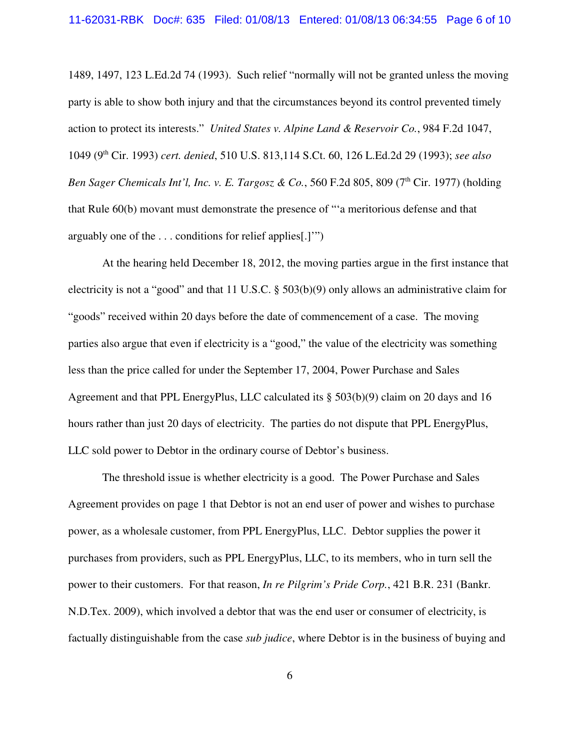1489, 1497, 123 L.Ed.2d 74 (1993). Such relief "normally will not be granted unless the moving party is able to show both injury and that the circumstances beyond its control prevented timely action to protect its interests." *United States v. Alpine Land & Reservoir Co.*, 984 F.2d 1047, 1049 (9th Cir. 1993) *cert. denied*, 510 U.S. 813,114 S.Ct. 60, 126 L.Ed.2d 29 (1993); *see also Ben Sager Chemicals Int'l, Inc. v. E. Targosz & Co.*, 560 F.2d 805, 809 (7th Cir. 1977) (holding that Rule 60(b) movant must demonstrate the presence of "'a meritorious defense and that arguably one of the . . . conditions for relief applies[.]'")

At the hearing held December 18, 2012, the moving parties argue in the first instance that electricity is not a "good" and that 11 U.S.C. § 503(b)(9) only allows an administrative claim for "goods" received within 20 days before the date of commencement of a case. The moving parties also argue that even if electricity is a "good," the value of the electricity was something less than the price called for under the September 17, 2004, Power Purchase and Sales Agreement and that PPL EnergyPlus, LLC calculated its § 503(b)(9) claim on 20 days and 16 hours rather than just 20 days of electricity. The parties do not dispute that PPL EnergyPlus, LLC sold power to Debtor in the ordinary course of Debtor's business.

The threshold issue is whether electricity is a good. The Power Purchase and Sales Agreement provides on page 1 that Debtor is not an end user of power and wishes to purchase power, as a wholesale customer, from PPL EnergyPlus, LLC. Debtor supplies the power it purchases from providers, such as PPL EnergyPlus, LLC, to its members, who in turn sell the power to their customers. For that reason, *In re Pilgrim's Pride Corp.*, 421 B.R. 231 (Bankr. N.D.Tex. 2009), which involved a debtor that was the end user or consumer of electricity, is factually distinguishable from the case *sub judice*, where Debtor is in the business of buying and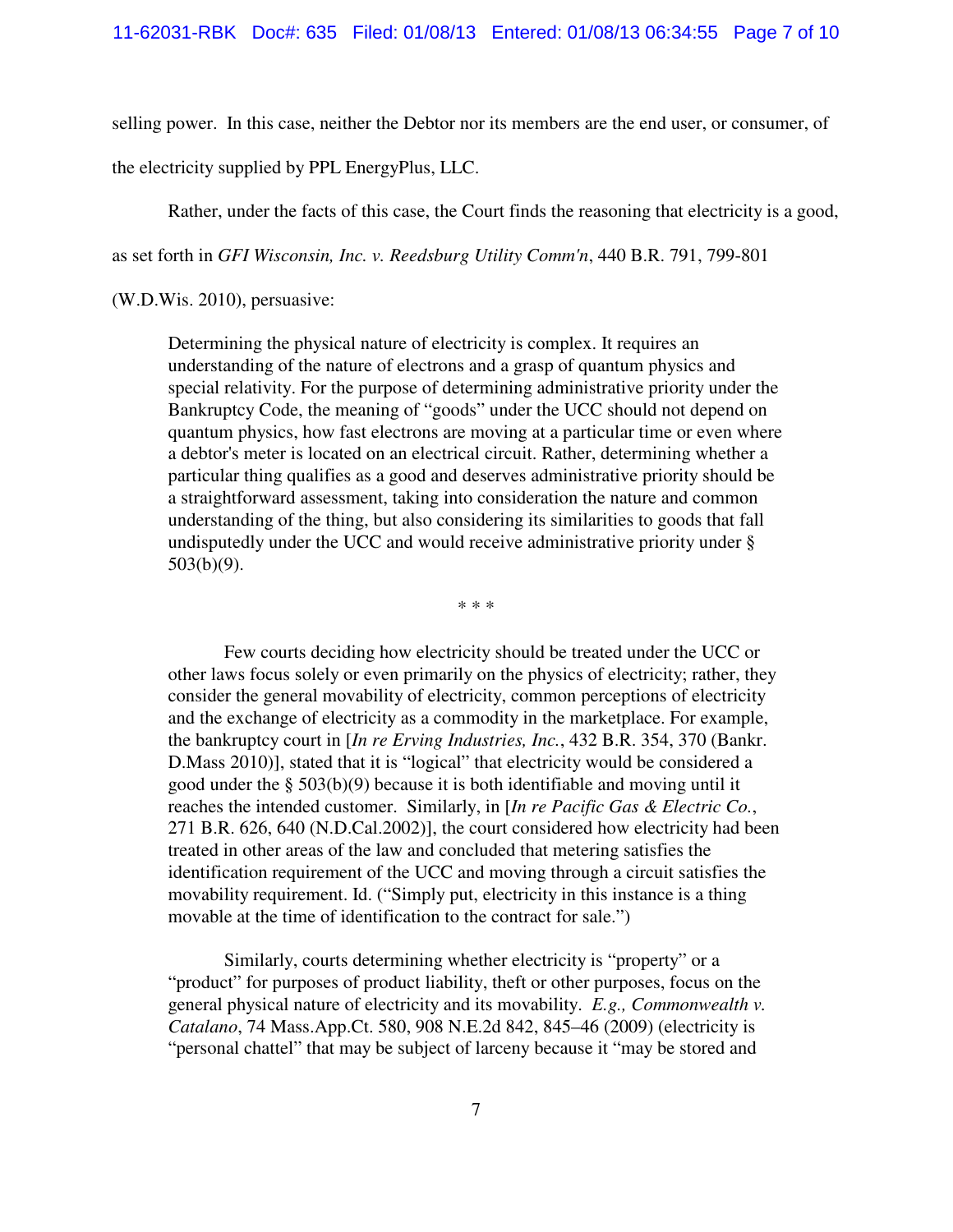selling power. In this case, neither the Debtor nor its members are the end user, or consumer, of the electricity supplied by PPL EnergyPlus, LLC.

Rather, under the facts of this case, the Court finds the reasoning that electricity is a good, as set forth in *GFI Wisconsin, Inc. v. Reedsburg Utility Comm'n*, 440 B.R. 791, 799-801 (W.D.Wis. 2010), persuasive:

> Determining the physical nature of electricity is complex. It requires an understanding of the nature of electrons and a grasp of quantum physics and special relativity. For the purpose of determining administrative priority under the Bankruptcy Code, the meaning of "goods" under the UCC should not depend on quantum physics, how fast electrons are moving at a particular time or even where a debtor's meter is located on an electrical circuit. Rather, determining whether a particular thing qualifies as a good and deserves administrative priority should be a straightforward assessment, taking into consideration the nature and common understanding of the thing, but also considering its similarities to goods that fall undisputedly under the UCC and would receive administrative priority under § 503(b)(9).
>
> \* \* \*
>
> Few courts deciding how electricity should be treated under the UCC or other laws focus solely or even primarily on the physics of electricity; rather, they consider the general movability of electricity, common perceptions of electricity and the exchange of electricity as a commodity in the marketplace. For example, the bankruptcy court in [*In re Erving Industries, Inc.*, 432 B.R. 354, 370 (Bankr. D.Mass 2010)], stated that it is "logical" that electricity would be considered a good under the § 503(b)(9) because it is both identifiable and moving until it reaches the intended customer. Similarly, in [*In re Pacific Gas & Electric Co.*, 271 B.R. 626, 640 (N.D.Cal.2002)], the court considered how electricity had been treated in other areas of the law and concluded that metering satisfies the identification requirement of the UCC and moving through a circuit satisfies the movability requirement. Id. ("Simply put, electricity in this instance is a thing movable at the time of identification to the contract for sale.")
>
> Similarly, courts determining whether electricity is "property" or a "product" for purposes of product liability, theft or other purposes, focus on the general physical nature of electricity and its movability. *E.g., Commonwealth v. Catalano*, 74 Mass.App.Ct. 580, 908 N.E.2d 842, 845–46 (2009) (electricity is "personal chattel" that may be subject of larceny because it "may be stored and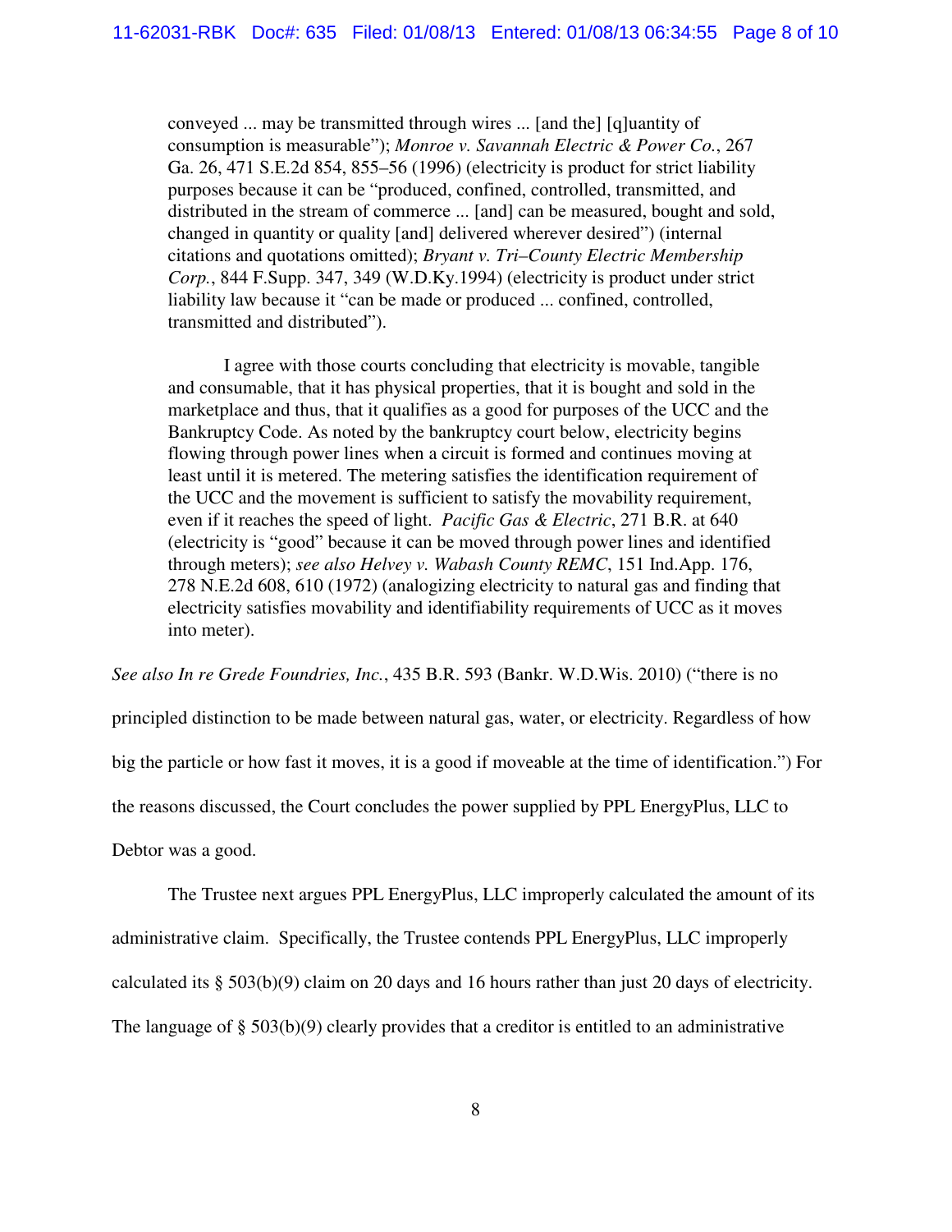conveyed ... may be transmitted through wires ... [and the] [q]uantity of consumption is measurable"); *Monroe v. Savannah Electric & Power Co.*, 267 Ga. 26, 471 S.E.2d 854, 855–56 (1996) (electricity is product for strict liability purposes because it can be "produced, confined, controlled, transmitted, and distributed in the stream of commerce ... [and] can be measured, bought and sold, changed in quantity or quality [and] delivered wherever desired") (internal citations and quotations omitted); *Bryant v. Tri–County Electric Membership Corp.*, 844 F.Supp. 347, 349 (W.D.Ky.1994) (electricity is product under strict liability law because it "can be made or produced ... confined, controlled, transmitted and distributed").

> I agree with those courts concluding that electricity is movable, tangible and consumable, that it has physical properties, that it is bought and sold in the marketplace and thus, that it qualifies as a good for purposes of the UCC and the Bankruptcy Code. As noted by the bankruptcy court below, electricity begins flowing through power lines when a circuit is formed and continues moving at least until it is metered. The metering satisfies the identification requirement of the UCC and the movement is sufficient to satisfy the movability requirement, even if it reaches the speed of light. *Pacific Gas & Electric*, 271 B.R. at 640 (electricity is "good" because it can be moved through power lines and identified through meters); *see also Helvey v. Wabash County REMC*, 151 Ind.App. 176, 278 N.E.2d 608, 610 (1972) (analogizing electricity to natural gas and finding that electricity satisfies movability and identifiability requirements of UCC as it moves into meter).

*See also In re Grede Foundries, Inc.*, 435 B.R. 593 (Bankr. W.D.Wis. 2010) ("there is no principled distinction to be made between natural gas, water, or electricity. Regardless of how big the particle or how fast it moves, it is a good if moveable at the time of identification.") For the reasons discussed, the Court concludes the power supplied by PPL EnergyPlus, LLC to Debtor was a good.

The Trustee next argues PPL EnergyPlus, LLC improperly calculated the amount of its administrative claim. Specifically, the Trustee contends PPL EnergyPlus, LLC improperly calculated its § 503(b)(9) claim on 20 days and 16 hours rather than just 20 days of electricity. The language of § 503(b)(9) clearly provides that a creditor is entitled to an administrative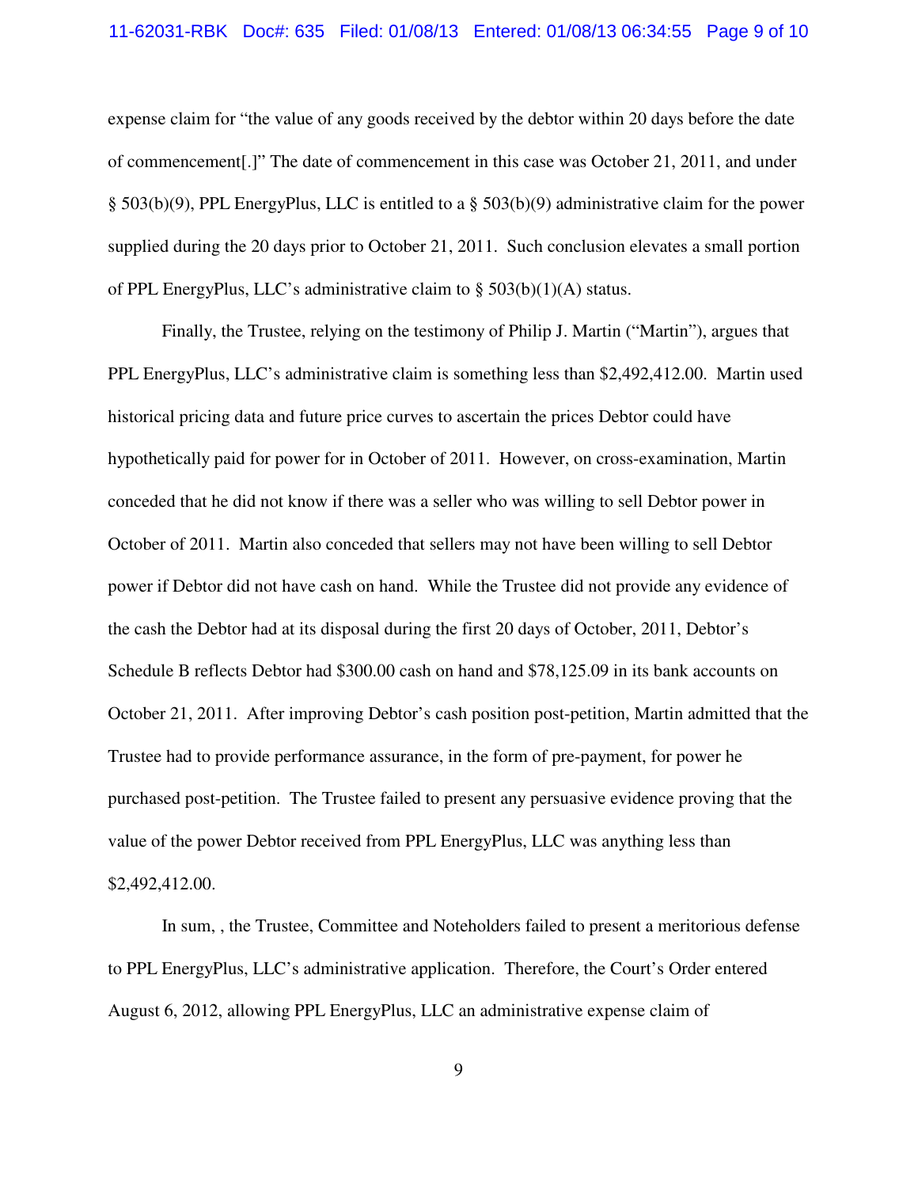expense claim for "the value of any goods received by the debtor within 20 days before the date of commencement[.]" The date of commencement in this case was October 21, 2011, and under § 503(b)(9), PPL EnergyPlus, LLC is entitled to a § 503(b)(9) administrative claim for the power supplied during the 20 days prior to October 21, 2011. Such conclusion elevates a small portion of PPL EnergyPlus, LLC's administrative claim to § 503(b)(1)(A) status.

Finally, the Trustee, relying on the testimony of Philip J. Martin ("Martin"), argues that PPL EnergyPlus, LLC's administrative claim is something less than $2,492,412.00. Martin used historical pricing data and future price curves to ascertain the prices Debtor could have hypothetically paid for power for in October of 2011. However, on cross-examination, Martin conceded that he did not know if there was a seller who was willing to sell Debtor power in October of 2011. Martin also conceded that sellers may not have been willing to sell Debtor power if Debtor did not have cash on hand. While the Trustee did not provide any evidence of the cash the Debtor had at its disposal during the first 20 days of October, 2011, Debtor's Schedule B reflects Debtor had $300.00 cash on hand and $78,125.09 in its bank accounts on October 21, 2011. After improving Debtor's cash position post-petition, Martin admitted that the Trustee had to provide performance assurance, in the form of pre-payment, for power he purchased post-petition. The Trustee failed to present any persuasive evidence proving that the value of the power Debtor received from PPL EnergyPlus, LLC was anything less than $2,492,412.00.

In sum, , the Trustee, Committee and Noteholders failed to present a meritorious defense to PPL EnergyPlus, LLC's administrative application. Therefore, the Court's Order entered August 6, 2012, allowing PPL EnergyPlus, LLC an administrative expense claim of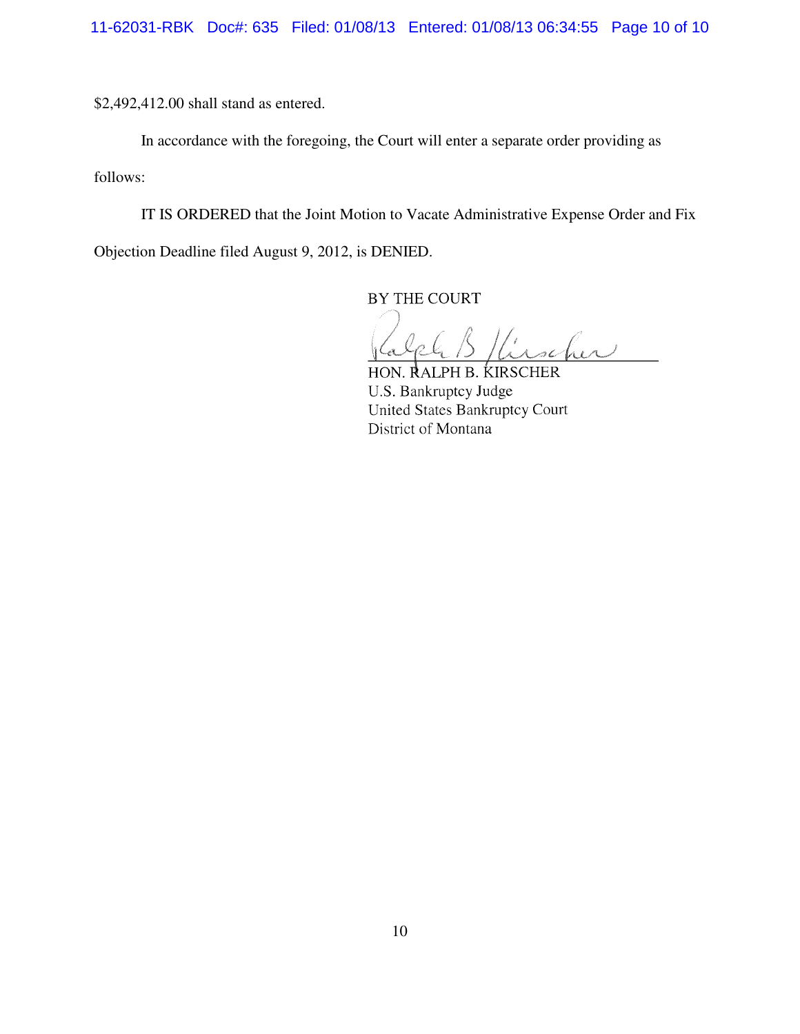$2,492,412.00 shall stand as entered.

In accordance with the foregoing, the Court will enter a separate order providing as follows:

IT IS ORDERED that the Joint Motion to Vacate Administrative Expense Order and Fix Objection Deadline filed August 9, 2012, is DENIED.

BY THE COURT

HON. RALPH B. KIRSCHER
U.S. Bankruptcy Judge
United States Bankruptcy Court
District of Montana